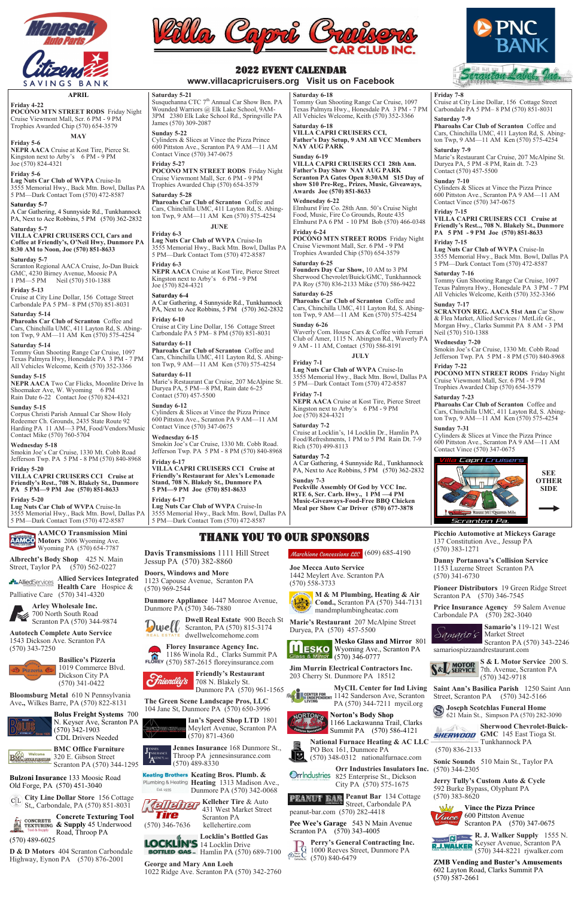# Villa Capri Cruisers Car Club Inc.

Manasek Auto Parts · Citizens Savings Bank · PNC Bank · Scranton Label, Inc.

## 2022 EVENT CALENDAR

**www.villacapricruisers.org Visit us on Facebook**

### APRIL

**Friday 4-22**
**POCONO MTN STREET RODS** Friday Night Cruise Viewmont Mall, Scr. 6 PM - 9 PM Trophies Awarded Chip (570) 654-3579

### MAY

**Friday 5-6**
**NEPR AACA** Cruise at Kost Tire, Pierce St. Kingston next to Arby's 6 PM - 9 PM Joe (570) 824-4321

**Friday 5-6**
**Lug Nuts Car Club of WVPA** Cruise-In 3555 Memorial Hwy., Back Mtn. Bowl, Dallas PA 5 PM—Dark Contact Tom (570) 472-8587

**Saturday 5-7**
A Car Gathering, 4 Sunnyside Rd., Tunkhannock PA, Next to Ace Robbins, 5 PM (570) 362-2832

**Saturday 5-7**
**VILLA CAPRI CRUISERS CCI, Cars and Coffee at Friendly's, O'Neil Hwy, Dunmore PA 8:30 AM to Noon, Joe (570) 851-8633**

**Saturday 5-7**
Scranton Regional AACA Cruise, Jo-Dan Buick GMC, 4230 Birney Avenue, Moosic PA 1 PM—5 PM Neil (570) 510-1388

**Friday 5-13**
Cruise at City Line Dollar, 156 Cottage Street Carbondale PA 5 PM– 8 PM (570) 851-8031

**Saturday 5-14**
**Pharoahs Car Club of Scranton** Coffee and Cars, Chinchilla UMC, 411 Layton Rd, S. Abington Twp, 9 AM—11 AM Ken (570) 575-4254

**Saturday 5-14**
Tommy Gun Shooting Range Car Cruise, 1097 Texas Palmyra Hwy, Honesdale PA 3 PM - 7 PM All Vehicles Welcome, Keith (570) 352-3366

**Sunday 5-15**
**NEPR AACA** Two Car Flicks, Moonlite Drive In Shoemaker Ave, W. Wyoming 6 PM Rain Date 6-22 Contact Joe (570) 824-4321

**Sunday 5-15**
Corpus Christi Parish Annual Car Show Holy Redeemer Ch. Grounds, 2435 State Route 92 Harding PA 11 AM—3 PM, Food/Vendors/Music Contact Mike (570) 760-5704

**Wednesday 5-18**
Smokin Joe's Car Cruise, 1330 Mt. Cobb Road Jefferson Twp. PA 5 PM - 8 PM (570) 840-8968

**Friday 5-20**
**VILLA CAPRI CRUISERS CCI Cruise at Friendly's Rest., 708 N. Blakely St., Dunmore PA 5 PM—9 PM Joe (570) 851-8633**

**Friday 5-20**
**Lug Nuts Car Club of WVPA** Cruise-In 3555 Memorial Hwy., Back Mtn. Bowl, Dallas PA 5 PM—Dark Contact Tom (570) 472-8587

**Saturday 5-21**
Susquehanna CTC 7th Annual Car Show Ben. PA Wounded Warriors @ Elk Lake School, 9AM-3PM 2380 Elk Lake School Rd., Springville PA James (570) 309-2087

**Sunday 5-22**
Cylinders & Slices at Vince the Pizza Prince 600 Pittston Ave., Scranton PA 9 AM—11 AM Contact Vince (570) 347-0675

**Friday 5-27**
**POCONO MTN STREET RODS** Friday Night Cruise Viewmont Mall, Scr. 6 PM - 9 PM Trophies Awarded Chip (570) 654-3579

**Saturday 5-28**
**Pharoahs Car Club of Scranton** Coffee and Cars, Chinchilla UMC, 411 Layton Rd, S. Abington Twp, 9 AM—11 AM Ken (570) 575-4254

### JUNE

**Friday 6-3**
**Lug Nuts Car Club of WVPA** Cruise-In 3555 Memorial Hwy., Back Mtn. Bowl, Dallas PA 5 PM—Dark Contact Tom (570) 472-8587

**Friday 6-3**
**NEPR AACA** Cruise at Kost Tire, Pierce Street Kingston next to Arby's 6 PM - 9 PM Joe (570) 824-4321

**Saturday 6-4**
A Car Gathering, 4 Sunnyside Rd., Tunkhannock PA, Next to Ace Robbins, 5 PM (570) 362-2832

**Friday 6-10**
Cruise at City Line Dollar, 156 Cottage Street Carbondale PA 5 PM– 8 PM (570) 851-8031

**Saturday 6-11**
**Pharoahs Car Club of Scranton** Coffee and Cars, Chinchilla UMC, 411 Layton Rd, S. Abington Twp, 9 AM—11 AM Ken (570) 575-4254

**Saturday 6-11**
Marie's Restaurant Car Cruise, 207 McAlpine St. Duryea PA, 5 PM—8 PM, Rain date 6-25 Contact (570) 457-5500

**Sunday 6-12**
Cylinders & Slices at Vince the Pizza Prince 600 Pittston Ave., Scranton PA 9 AM—11 AM Contact Vince (570) 347-0675

**Wednesday 6-15**
Smokin Joe's Car Cruise, 1330 Mt. Cobb Road. Jefferson Twp. PA 5 PM - 8 PM (570) 840-8968

**Friday 6-17**
**VILLA CAPRI CRUISERS CCI Cruise at Friendly's Restaurant for Alex's Lemonade Stand, 708 N. Blakely St., Dunmore PA 5 PM—9 PM Joe (570) 851-8633**

**Friday 6-17**
**Lug Nuts Car Club of WVPA** Cruise-In 3555 Memorial Hwy., Back Mtn. Bowl, Dallas PA 5 PM—Dark Contact Tom (570) 472-8587

**Saturday 6-18**
Tommy Gun Shooting Range Car Cruise, 1097 Texas Palmyra Hwy., Honesdale PA 3 PM - 7 PM All Vehicles Welcome, Keith (570) 352-3366

**Saturday 6-18**
**VILLA CAPRI CRUISERS CCI, Father's Day Setup, 9 AM All VCC Members NAY AUG PARK**

**Sunday 6-19**
**VILLA CAPRI CRUISERS CCI 28th Ann. Father's Day Show NAY AUG PARK Scranton PA Gates Open 8:30AM $15 Day of show $10 Pre-Reg., Prizes, Music, Giveaways, Awards Joe (570) 851-8633**

**Wednesday 6-22**
Elmhurst Fire Co. 28th Ann. 50's Cruise Night Food, Music, Fire Co Grounds, Route 435 Elmhurst PA 6 PM - 10 PM Bob (570) 466-0348

**Friday 6-24**
**POCONO MTN STREET RODS** Friday Night Cruise Viewmont Mall, Scr. 6 PM - 9 PM Trophies Awarded Chip (570) 654-3579

**Saturday 6-25**
**Founders Day Car Show,** 10 AM to 3 PM Sherwood Chevrolet/Buick/GMC, Tunkhannock PA Roy (570) 836-2133 Mike (570) 586-9422

**Saturday 6-25**
**Pharoahs Car Club of Scranton** Coffee and Cars, Chinchilla UMC, 411 Layton Rd, S. Abington Twp, 9 AM—11 AM Ken (570) 575-4254

**Sunday 6-26**
Waverly Com. House Cars & Coffee with Ferrari Club of Amer, 1115 N. Abington Rd., Waverly PA 9 AM - 11 AM, Contact (570) 586-8191

### JULY

**Friday 7-1**
**Lug Nuts Car Club of WVPA** Cruise-In 3555 Memorial Hwy., Back Mtn. Bowl, Dallas PA 5 PM—Dark Contact Tom (570) 472-8587

**Friday 7-1**
**NEPR AACA** Cruise at Kost Tire, Pierce Street Kingston next to Arby's 6 PM - 9 PM Joe (570) 824-4321

**Saturday 7-2**
Cruise at Locklin's, 14 Locklin Dr., Hamlin PA Food/Refreshments, 1 PM to 5 PM Rain Dt. 7-9 Rich (570) 499-8113

**Saturday 7-2**
A Car Gathering, 4 Sunnyside Rd., Tunkhannock PA, Next to Ace Robbins, 5 PM (570) 362-2832

**Sunday 7-3**
**Peckville Assembly Of God by VCC Inc. RTE 6, Scr. Carb. Hwy., 1 PM —4 PM Music-Giveaways-Food-Free BBQ Chicken Meal per Show Car Driver (570) 677-3878**

**Friday 7-8**
Cruise at City Line Dollar, 156 Cottage Street Carbondale PA 5 PM– 8 PM (570) 851-8031

**Saturday 7-9**
**Pharoahs Car Club of Scranton** Coffee and Cars, Chinchilla UMC, 411 Layton Rd, S. Abington Twp, 9 AM—11 AM Ken (570) 575-4254

**Saturday 7-9**
Marie's Restaurant Car Cruise, 207 McAlpine St. Duryea PA, 5 PM -8 PM, Rain dt. 7-23 Contact (570) 457-5500

**Sunday 7-10**
Cylinders & Slices at Vince the Pizza Prince 600 Pittston Ave., Scranton PA 9 AM—11 AM Contact Vince (570) 347-0675

**Friday 7-15**
**VILLA CAPRI CRUISERS CCI Cruise at Friendly's Rest., 708 N. Blakely St., Dunmore PA 5 PM - 9 PM Joe (570) 851-8633**

**Friday 7-15**
**Lug Nuts Car Club of WVPA** Cruise-In 3555 Memorial Hwy., Back Mtn. Bowl, Dallas PA 5 PM—Dark Contact Tom (570) 472-8587

**Saturday 7-16**
Tommy Gun Shooting Range Car Cruise, 1097 Texas Palmyra Hwy., Honesdale PA 3 PM - 7 PM All Vehicles Welcome, Keith (570) 352-3366

**Sunday 7-17**
**SCRANTON REG. AACA 51st Ann** Car Show & Flea Market, Allied Services / MetLife Gr., Morgan Hwy., Clarks Summit PA 8 AM - 3 PM Neil (570) 510-1388

**Wednesday 7-20**
Smokin Joe's Car Cruise, 1330 Mt. Cobb Road Jefferson Twp. PA 5 PM - 8 PM (570) 840-8968

**Friday 7-22**
**POCONO MTN STREET RODS** Friday Night Cruise Viewmont Mall, Scr. 6 PM - 9 PM Trophies Awarded Chip (570) 654-3579

**Saturday 7-23**
**Pharoahs Car Club of Scranton** Coffee and Cars, Chinchilla UMC, 411 Layton Rd, S. Abington Twp, 9 AM—11 AM Ken (570) 575-4254

**Sunday 7-31**
Cylinders & Slices at Vince the Pizza Prince 600 Pittston Ave., Scranton PA 9 AM—11 AM Contact Vince (570) 347-0675

Villa Capri Cruisers — Scranton Pa.

**SEE OTHER SIDE** →

## THANK YOU TO OUR SPONSORS

**AAMCO Transmission Mini Motors** 2006 Wyoming Ave. Wyoming PA (570) 654-7787

**Albrecht's Body Shop** 425 N. Main Street, Taylor PA (570) 562-0227

**Allied Services Integrated Health Care** Hospice & Palliative Care (570) 341-4320

**Arley Wholesale Inc.** 700 North South Road Scranton PA (570) 346-9874

**Autotech Complete Auto Service** 1543 Dickson Ave. Scranton PA (570) 343-7250

**Basilico's Pizzeria** 1019 Commerce Blvd. Dickson City PA (570) 341-0422

**Bloomsburg Metal** 610 N Pennsylvania Ave., Wilkes Barre, PA (570) 822-8131

**Bolus Freight Systems** 700 N. Keyser Ave, Scranton PA (570) 342-1903 CDL Drivers Needed

**BMC Office Furniture** 320 E. Gibson Street Scranton PA (570) 344-1295

**Bulzoni Insurance** 133 Moosic Road Old Forge, PA (570) 451-3040

**City Line Dollar Store** 156 Cottage St., Carbondale, PA (570) 851-8031

**Concrete Texturing Tool & Supply** 45 Underwood Road, Throop PA (570) 489-6025

**D & D Motors** 404 Scranton Carbondale Highway, Eynon PA (570) 876-2001

**Davis Transmissions** 1111 Hill Street Jessup PA (570) 382-8860

**Doors, Windows and More** 1123 Capouse Avenue, Scranton PA (570) 969-2544

**Dunmore Appliance** 1447 Monroe Avenue, Dunmore PA (570) 346-7880

**Dwell Real Estate** 900 Beech St Scranton, PA (570) 815-3174 dwellwelcomehome.com

**Florey Insurance Agency Inc.** 1186 Winola Rd., Clarks Summit PA (570) 587-2615 floreyinsurance.com

**Friendly's Restaurant** 708 N. Blakely St. Dunmore PA (570) 961-1565

**The Green Scene Landscape Pros, LLC** 104 Jane St, Dunmore PA (570) 650-3996

**Ian's Speed Shop LTD** 1801 Meylert Avenue, Scranton PA (570) 871-4360

**Jennes Insurance** 168 Dunmore St., Throop PA jennesinsurance.com (570) 489-8330

**Keating Brothers Plumbing & Heating** 1313 Madison Ave., Dunmore PA (570) 342-0068

**Kelleher Tire** & Auto 431 West Market Street Scranton PA (570) 346-7636 kellehertire.com

**Locklin's Bottled Gas** 14 Locklin Drive Hamlin PA (570) 689-7100

**George and Mary Ann Loeh** 1022 Ridge Ave. Scranton PA (570) 342-2760

**Marchione Concessions LLC** (609) 685-4190

**Joe Mecca Auto Service** 1442 Meylert Ave. Scranton PA (570) 558-3733

**M & M Plumbing, Heating & Air Cond.,** Scranton PA (570) 344-7131 mandmplumbingheatac.com

**Marie's Restaurant** 207 McAlpine Street Duryea, PA (570) 457-5500

**Mesko Glass and Mirror** 801 Wyoming Ave., Scranton PA (570) 346-0777

**Jim Murrin Electrical Contractors Inc.** 203 Cherry St. Dunmore PA 18512

**MyCIL Center for Ind Living** 1142 Sanderson Ave, Scranton PA (570) 344-7211 mycil.org

**Norton's Body Shop** 1166 Lackawanna Trail, Clarks Summit PA (570) 586-4121

**National Furnace Heating & AC LLC** PO Box 161, Dunmore PA (570) 348-0312 nationalfurnace.com

**Orr Industries Insulators Inc.** 825 Enterprise St., Dickson City PA (570) 575-1675

**Peanut Bar** 134 Cottage Street, Carbondale PA peanut-bar.com (570) 282-4418

**Pee Wee's Garage** 543 N Main Avenue Scranton PA (570) 343-4005

**Perry's General Contracting Inc.** 1000 Reeves Street, Dunmore PA (570) 840-6479

**Picchio Automotive at Mickeys Garage** 137 Constitution Ave., Jessup PA (570) 383-1271

**Danny Portanova's Collision Service** 1153 Luzerne Street Scranton PA (570) 341-6730

**Pioneer Distributors** 19 Green Ridge Street Scranton PA (570) 346-7545

**Price Insurance Agency** 59 Salem Avenue Carbondale PA (570) 282-3040

**Samario's** 119-121 West Market Street Scranton PA (570) 343-2246 samariospizzaandrestaurant.com

**S & L Motor Service** 200 S. 7th. Avenue, Scranton PA (570) 342-9718

**Saint Ann's Basilica Parish** 1250 Saint Ann Street, Scranton PA (570) 342-5166

**Joseph Scotchlas Funeral Home** 621 Main St., Simpson PA (570) 282-3090

**Sherwood Chevrolet-Buick-GMC** 145 East Tioga St. Tunkhannock PA (570) 836-2133

**Sonic Sounds** 510 Main St., Taylor PA (570) 344-2305

**Jerry Tully's Custom Auto & Cycle** 592 Burke Bypass, Olyphant PA (570) 383-8620

**Vince the Pizza Prince** 600 Pittston Avenue Scranton PA (570) 347-0675

**R. J. Walker Supply** 1555 N. Keyser Avenue, Scranton PA (570) 344-8221 rjwalker.com

**ZMB Vending and Buster's Amusements** 602 Layton Road, Clarks Summit PA (570) 587-2661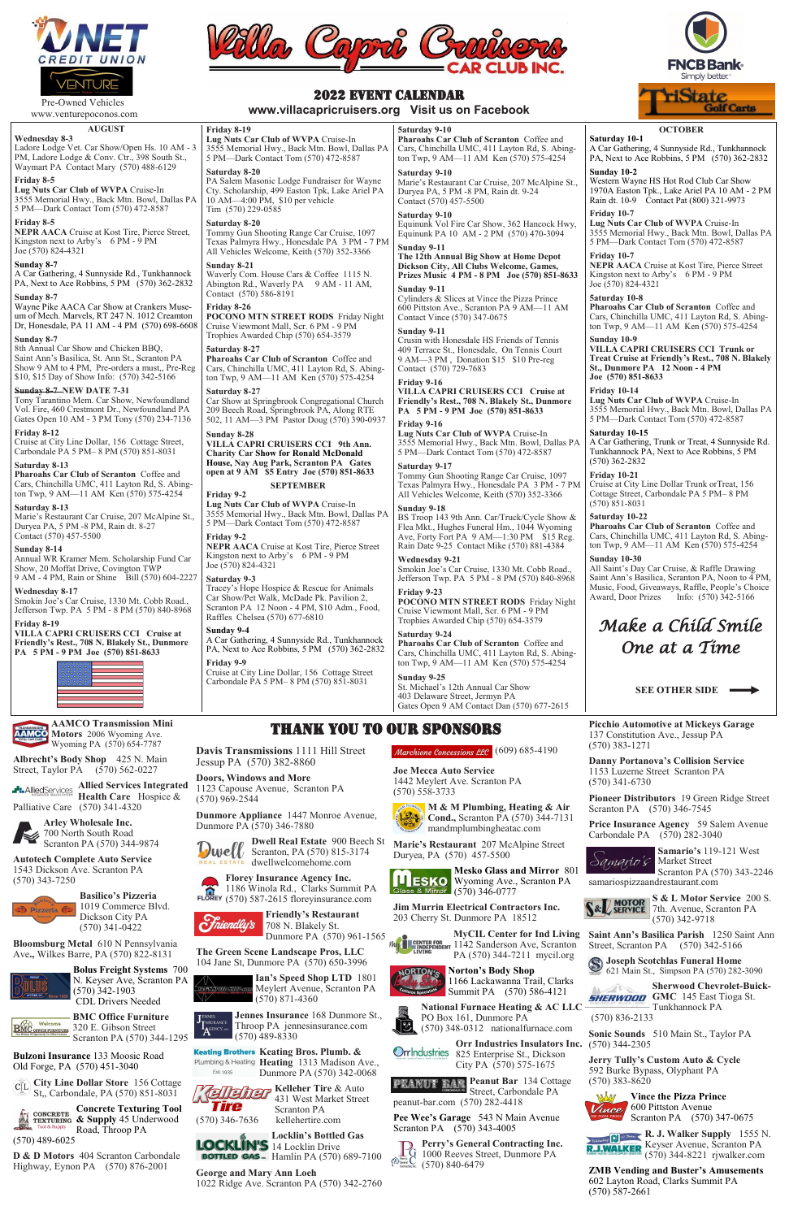VNET CREDIT UNION

VENTURE Pre-Owned Vehicles
www.venturepoocons.com

# Villa Capri Cruisers CAR CLUB INC.

## 2022 EVENT CALENDAR

**www.villacapricruisers.org Visit us on Facebook**

FNCB Bank Simply better.

TriState Golf Carts

## AUGUST

**Wednesday 8-3**
Ladore Lodge Vet. Car Show/Open Hs. 10 AM - 3 PM, Ladore Lodge & Conv. Ctr., 398 South St., Waymart PA Contact Mary (570) 488-6129

**Friday 8-5**
**Lug Nuts Car Club of WVPA** Cruise-In 3555 Memorial Hwy., Back Mtn. Bowl, Dallas PA 5 PM—Dark Contact Tom (570) 472-8587

**Friday 8-5**
**NEPR AACA** Cruise at Kost Tire, Pierce Street, Kingston next to Arby's 6 PM - 9 PM Joe (570) 824-4321

**Sunday 8-7**
A Car Gathering, 4 Sunnyside Rd., Tunkhannock PA, Next to Ace Robbins, 5 PM (570) 362-2832

**Sunday 8-7**
Wayne Pike AACA Car Show at Crankers Museum of Mech. Marvels, RT 247 N. 1012 Creamton Dr, Honesdale, PA 11 AM - 4 PM (570) 698-6608

**Sunday 8-7**
8th Annual Car Show and Chicken BBQ, Saint Ann's Basilica, St. Ann St., Scranton PA Show 9 AM to 4 PM, Pre-orders a must, Pre-Reg $10, $15 Day of Show Info: (570) 342-5166

~~Sunday 8-7~~ NEW DATE 7-31
Tony Tarantino Mem. Car Show, Newfoundland Vol. Fire, 460 Crestmont Dr., Newfoundland PA Gates Open 10 AM - 3 PM Tony (570) 234-7136

**Friday 8-12**
Cruise at City Line Dollar, 156 Cottage Street, Carbondale PA 5 PM– 8 PM (570) 851-8031

**Saturday 8-13**
**Pharoahs Car Club of Scranton** Coffee and Cars, Chinchilla UMC, 411 Layton Rd, S. Abington Twp, 9 AM—11 AM Ken (570) 575-4254

**Saturday 8-13**
Marie's Restaurant Car Cruise, 207 McAlpine St., Duryea PA, 5 PM -8 PM, Rain dt. 8-27 Contact (570) 457-5500

**Sunday 8-14**
Annual WR Kramer Mem. Scholarship Fund Car Show, 20 Moffat Drive, Covington TWP 9 AM - 4 PM, Rain or Shine Bill (570) 604-2227

**Wednesday 8-17**
Smokin Joe's Car Cruise, 1330 Mt. Cobb Road., Jefferson Twp. PA 5 PM - 8 PM (570) 840-8968

**Friday 8-19**
**VILLA CAPRI CRUISERS CCI Cruise at Friendly's Rest., 708 N. Blakely St., Dunmore PA 5 PM - 9 PM Joe (570) 851-8633**

**Friday 8-19**
**Lug Nuts Car Club of WVPA** Cruise-In 3555 Memorial Hwy., Back Mtn. Bowl, Dallas PA 5 PM—Dark Contact Tom (570) 472-8587

**Saturday 8-20**
PA Salem Masonic Lodge Fundraiser for Wayne Cty. Scholarship, 499 Easton Tpk, Lake Ariel PA 10 AM—4:00 PM, $10 per vehicle Tim (570) 229-0585

**Saturday 8-20**
Tommy Gun Shooting Range Car Cruise, 1097 Texas Palmyra Hwy., Honesdale PA 3 PM - 7 PM All Vehicles Welcome, Keith (570) 352-3366

**Sunday 8-21**
Waverly Com. House Cars & Coffee 1115 N. Abington Rd., Waverly PA 9 AM - 11 AM, Contact (570) 586-8191

**Friday 8-26**
**POCONO MTN STREET RODS** Friday Night Cruise Viewmont Mall, Scr. 6 PM - 9 PM Trophies Awarded Chip (570) 654-3579

**Saturday 8-27**
**Pharoahs Car Club of Scranton** Coffee and Cars, Chinchilla UMC, 411 Layton Rd, S. Abington Twp, 9 AM—11 AM Ken (570) 575-4254

**Saturday 8-27**
Car Show at Springbrook Congregational Church 209 Beech Road, Springbrook PA, Along RTE 502, 11 AM—3 PM Pastor Doug (570) 390-0937

**Sunday 8-28**
**VILLA CAPRI CRUISERS CCI 9th Ann. Charity Car Show for Ronald McDonald House, Nay Aug Park, Scranton PA Gates open at 9 AM $5 Entry Joe (570) 851-8633**

## SEPTEMBER

**Friday 9-2**
**Lug Nuts Car Club of WVPA** Cruise-In 3555 Memorial Hwy., Back Mtn. Bowl, Dallas PA 5 PM—Dark Contact Tom (570) 472-8587

**Friday 9-2**
**NEPR AACA** Cruise at Kost Tire, Pierce Street Kingston next to Arby's 6 PM - 9 PM Joe (570) 824-4321

**Saturday 9-3**
Tracey's Hope Hospice & Rescue for Animals Car Show/Pet Walk, McDade Pk. Pavilion 2, Scranton PA 12 Noon - 4 PM, $10 Adm., Food, Raffles Chelsea (570) 677-6810

**Sunday 9-4**
A Car Gathering, 4 Sunnyside Rd., Tunkhannock PA, Next to Ace Robbins, 5 PM (570) 362-2832

**Friday 9-9**
Cruise at City Line Dollar, 156 Cottage Street Carbondale PA 5 PM– 8 PM (570) 851-8031

**Saturday 9-10**
**Pharoahs Car Club of Scranton** Coffee and Cars, Chinchilla UMC, 411 Layton Rd, S. Abington Twp, 9 AM—11 AM Ken (570) 575-4254

**Saturday 9-10**
Marie's Restaurant Car Cruise, 207 McAlpine St., Duryea PA, 5 PM -8 PM, Rain dt. 9-24 Contact (570) 457-5500

**Saturday 9-10**
Equinunk Vol Fire Car Show, 362 Hancock Hwy, Equinunk PA 10 AM - 2 PM (570) 470-3094

**Sunday 9-11**
**The 12th Annual Big Show at Home Depot Dickson City, All Clubs Welcome, Games, Prizes Music 4 PM - 8 PM Joe (570) 851-8633**

**Sunday 9-11**
Cylinders & Slices at Vince the Pizza Prince 600 Pittston Ave., Scranton PA 9 AM—11 AM Contact Vince (570) 347-0675

**Sunday 9-11**
Crusin with Honesdale HS Friends of Tennis 409 Terrace St., Honesdale, On Tennis Court 9 AM—3 PM , Donation $15 $10 Pre-reg Contact (570) 729-7683

**Friday 9-16**
**VILLA CAPRI CRUISERS CCI Cruise at Friendly's Rest., 708 N. Blakely St., Dunmore PA 5 PM - 9 PM Joe (570) 851-8633**

**Friday 9-16**
**Lug Nuts Car Club of WVPA** Cruise-In 3555 Memorial Hwy., Back Mtn. Bowl, Dallas PA 5 PM—Dark Contact Tom (570) 472-8587

**Saturday 9-17**
Tommy Gun Shooting Range Car Cruise, 1097 Texas Palmyra Hwy., Honesdale PA 3 PM - 7 PM All Vehicles Welcome, Keith (570) 352-3366

**Sunday 9-18**
BS Troop 143 9th Ann. Car/Truck/Cycle Show & Flea Mkt., Hughes Funeral Hm., 1044 Wyoming Ave, Forty Fort PA 9 AM—1:30 PM $15 Reg. Rain Date 9-25 Contact Mike (570) 881-4384

**Wednesday 9-21**
Smokin Joe's Car Cruise, 1330 Mt. Cobb Road., Jefferson Twp. PA 5 PM - 8 PM (570) 840-8968

**Friday 9-23**
**POCONO MTN STREET RODS** Friday Night Cruise Viewmont Mall, Scr. 6 PM - 9 PM Trophies Awarded Chip (570) 654-3579

**Saturday 9-24**
**Pharoahs Car Club of Scranton** Coffee and Cars, Chinchilla UMC, 411 Layton Rd, S. Abington Twp, 9 AM—11 AM Ken (570) 575-4254

**Sunday 9-25**
St. Michael's 12th Annual Car Show 403 Delaware Street, Jermyn PA Gates Open 9 AM Contact Dan (570) 677-2615

## OCTOBER

**Saturday 10-1**
A Car Gathering, 4 Sunnyside Rd., Tunkhannock PA, Next to Ace Robbins, 5 PM (570) 362-2832

**Sunday 10-2**
Western Wayne HS Hot Rod Club Car Show 1970A Easton Tpk., Lake Ariel PA 10 AM - 2 PM Rain dt. 10-9 Contact Pat (800) 321-9973

**Friday 10-7**
**Lug Nuts Car Club of WVPA** Cruise-In 3555 Memorial Hwy., Back Mtn. Bowl, Dallas PA 5 PM—Dark Contact Tom (570) 472-8587

**Friday 10-7**
**NEPR AACA** Cruise at Kost Tire, Pierce Street Kingston next to Arby's 6 PM - 9 PM Joe (570) 824-4321

**Saturday 10-8**
**Pharoahs Car Club of Scranton** Coffee and Cars, Chinchilla UMC, 411 Layton Rd, S. Abington Twp, 9 AM—11 AM Ken (570) 575-4254

**Sunday 10-9**
**VILLA CAPRI CRUISERS CCI Trunk or Treat Cruise at Friendly's Rest., 708 N. Blakely St., Dunmore PA 12 Noon - 4 PM Joe (570) 851-8633**

**Friday 10-14**
**Lug Nuts Car Club of WVPA** Cruise-In 3555 Memorial Hwy., Back Mtn. Bowl, Dallas PA 5 PM—Dark Contact Tom (570) 472-8587

**Saturday 10-15**
A Car Gathering, Trunk or Treat, 4 Sunnyside Rd. Tunkhannock PA, Next to Ace Robbins, 5 PM (570) 362-2832

**Friday 10-21**
Cruise at City Line Dollar Trunk orTreat, 156 Cottage Street, Carbondale PA 5 PM– 8 PM (570) 851-8031

**Saturday 10-22**
**Pharoahs Car Club of Scranton** Coffee and Cars, Chinchilla UMC, 411 Layton Rd, S. Abington Twp, 9 AM—11 AM Ken (570) 575-4254

**Sunday 10-30**
All Saint's Day Car Cruise, & Raffle Drawing Saint Ann's Basilica, Scranton PA, Noon to 4 PM, Music, Food, Giveaways, Raffle, People's Choice Award, Door Prizes Info: (570) 342-5166

*Make a Child Smile One at a Time*

**SEE OTHER SIDE** ⟶

## THANK YOU TO OUR SPONSORS

**AAMCO Transmission Mini Motors** 2006 Wyoming Ave. Wyoming PA (570) 654-7787

**Albrecht's Body Shop** 425 N. Main Street, Taylor PA (570) 562-0227

**Allied Services Integrated Health Care** Hospice & Palliative Care (570) 341-4320

**Arley Wholesale Inc.** 700 North South Road Scranton PA (570) 344-9874

**Autotech Complete Auto Service** 1543 Dickson Ave. Scranton PA (570) 343-7250

**Basilico's Pizzeria** 1019 Commerce Blvd. Dickson City PA (570) 341-0422

**Bloomsburg Metal** 610 N Pennsylvania Ave., Wilkes Barre, PA (570) 822-8131

**Bolus Freight Systems** 700 N. Keyser Ave, Scranton PA (570) 342-1903 CDL Drivers Needed

**BMC Office Furniture** 320 E. Gibson Street Scranton PA (570) 344-1295

**Bulzoni Insurance** 133 Moosic Road Old Forge, PA (570) 451-3040

**City Line Dollar Store** 156 Cottage St., Carbondale, PA (570) 851-8031

**Concrete Texturing Tool & Supply** 45 Underwood Road, Throop PA (570) 489-6025

**D & D Motors** 404 Scranton Carbondale Highway, Eynon PA (570) 876-2001

**Davis Transmissions** 1111 Hill Street Jessup PA (570) 382-8860

**Doors, Windows and More** 1123 Capouse Avenue, Scranton PA (570) 969-2544

**Dunmore Appliance** 1447 Monroe Avenue, Dunmore PA (570) 346-7880

**Dwell Real Estate** 900 Beech St Scranton, PA (570) 815-3174 dwellwelcomehome.com

**Florey Insurance Agency Inc.** 1186 Winola Rd., Clarks Summit PA (570) 587-2615 floreyinsurance.com

**Friendly's Restaurant** 708 N. Blakely St. Dunmore PA (570) 961-1565

**The Green Scene Landscape Pros, LLC** 104 Jane St, Dunmore PA (570) 650-3996

**Ian's Speed Shop LTD** 1801 Meylert Avenue, Scranton PA (570) 871-4360

**Jennes Insurance** 168 Dunmore St., Throop PA jennesinsurance.com (570) 489-8330

**Keating Brothers Plumb. & Heating** 1313 Madison Ave., Dunmore PA (570) 342-0068

**Kelleher Tire** & Auto 431 West Market Street Scranton PA (570) 346-7636 kellehertire.com

**Locklin's Bottled Gas** 14 Locklin Drive Hamlin PA (570) 689-7100

**George and Mary Ann Loeh** 1022 Ridge Ave. Scranton PA (570) 342-2760

**Marchione Concessions LLC** (609) 685-4190

**Joe Mecca Auto Service** 1442 Meylert Ave. Scranton PA (570) 558-3733

**M & M Plumbing, Heating & Air Cond.,** Scranton PA (570) 344-7131 mandmplumbingheatac.com

**Marie's Restaurant** 207 McAlpine Street Duryea, PA (570) 457-5500

**Mesko Glass and Mirror** 801 Wyoming Ave., Scranton PA (570) 346-0777

**Jim Murrin Electrical Contractors Inc.** 203 Cherry St. Dunmore PA 18512

**MyCIL Center for Ind Living** 1142 Sanderson Ave, Scranton PA (570) 344-7211 mycil.org

**Norton's Body Shop** 1166 Lackawanna Trail, Clarks Summit PA (570) 586-4121

**National Furnace Heating & AC LLC** PO Box 161, Dunmore PA (570) 348-0312 nationalfurnace.com

**Orr Industries Insulators Inc.** 825 Enterprise St., Dickson City PA (570) 575-1675

**Peanut Bar** 134 Cottage Street, Carbondale PA peanut-bar.com (570) 282-4418

**Pee Wee's Garage** 543 N Main Avenue Scranton PA (570) 343-4005

**Perry's General Contracting Inc.** 1000 Reeves Street, Dunmore PA (570) 840-6479

**Picchio Automotive at Mickeys Garage** 137 Constitution Ave., Jessup PA (570) 383-1271

**Danny Portanova's Collision Service** 1153 Luzerne Street Scranton PA (570) 341-6730

**Pioneer Distributors** 19 Green Ridge Street Scranton PA (570) 346-7545

**Price Insurance Agency** 59 Salem Avenue Carbondale PA (570) 282-3040

**Samario's** 119-121 West Market Street Scranton PA (570) 343-2246 samariospizzaandrestaurant.com

**S & L Motor Service** 200 S. 7th. Avenue, Scranton PA (570) 342-9718

**Saint Ann's Basilica Parish** 1250 Saint Ann Street, Scranton PA (570) 342-5166

**Joseph Scotchlas Funeral Home** 621 Main St., Simpson PA (570) 282-3090

**Sherwood Chevrolet-Buick-GMC** 145 East Tioga St. Tunkhannock PA (570) 836-2133

**Sonic Sounds** 510 Main St., Taylor PA (570) 344-2305

**Jerry Tully's Custom Auto & Cycle** 592 Burke Bypass, Olyphant PA (570) 383-8620

**Vince the Pizza Prince** 600 Pittston Avenue Scranton PA (570) 347-0675

**R. J. Walker Supply** 1555 N. Keyser Avenue, Scranton PA (570) 344-8221 rjwalker.com

**ZMB Vending and Buster's Amusements** 602 Layton Road, Clarks Summit PA (570) 587-2661